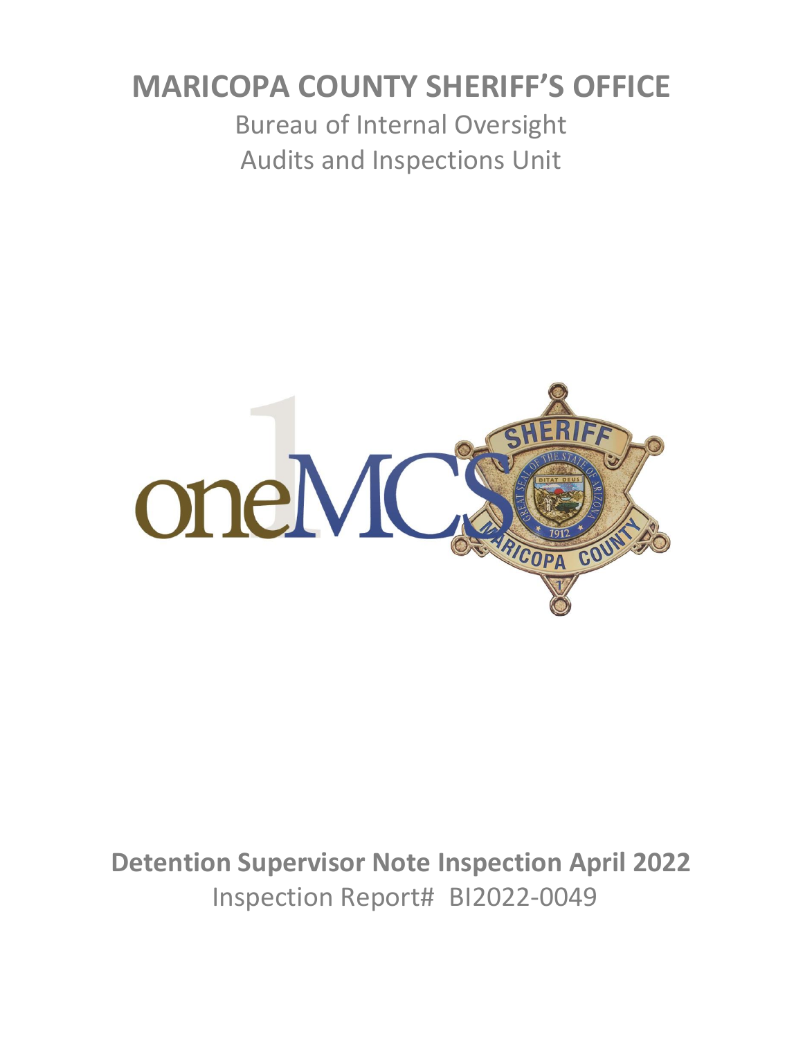# MARICOPA COUNTY SHERIFF'S OFFICE

Bureau of Internal Oversight

Audits and Inspections Unit

**Detention Supervisor Note Inspection April 2022**

Inspection Report# BI2022-0049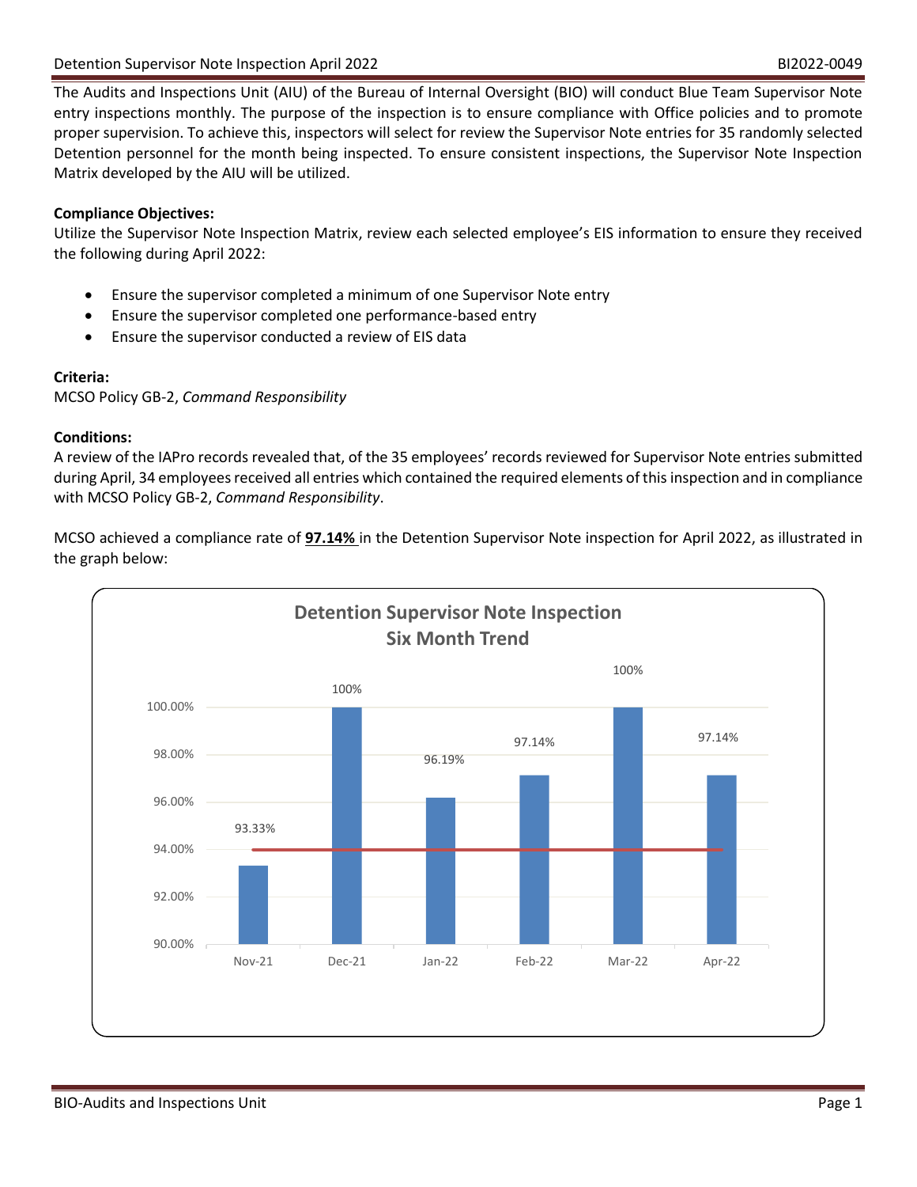The Audits and Inspections Unit (AIU) of the Bureau of Internal Oversight (BIO) will conduct Blue Team Supervisor Note entry inspections monthly. The purpose of the inspection is to ensure compliance with Office policies and to promote proper supervision. To achieve this, inspectors will select for review the Supervisor Note entries for 35 randomly selected Detention personnel for the month being inspected. To ensure consistent inspections, the Supervisor Note Inspection Matrix developed by the AIU will be utilized.

**Compliance Objectives:**
Utilize the Supervisor Note Inspection Matrix, review each selected employee's EIS information to ensure they received the following during April 2022:

- Ensure the supervisor completed a minimum of one Supervisor Note entry
- Ensure the supervisor completed one performance-based entry
- Ensure the supervisor conducted a review of EIS data

**Criteria:**
MCSO Policy GB-2, *Command Responsibility*

**Conditions:**
A review of the IAPro records revealed that, of the 35 employees' records reviewed for Supervisor Note entries submitted during April, 34 employees received all entries which contained the required elements of this inspection and in compliance with MCSO Policy GB-2, *Command Responsibility*.

MCSO achieved a compliance rate of **97.14%** in the Detention Supervisor Note inspection for April 2022, as illustrated in the graph below:

**Detention Supervisor Note Inspection Six Month Trend**

| Month | Compliance Rate |
|---|---|
| Nov-21 | 93.33% |
| Dec-21 | 100% |
| Jan-22 | 96.19% |
| Feb-22 | 97.14% |
| Mar-22 | 100% |
| Apr-22 | 97.14% |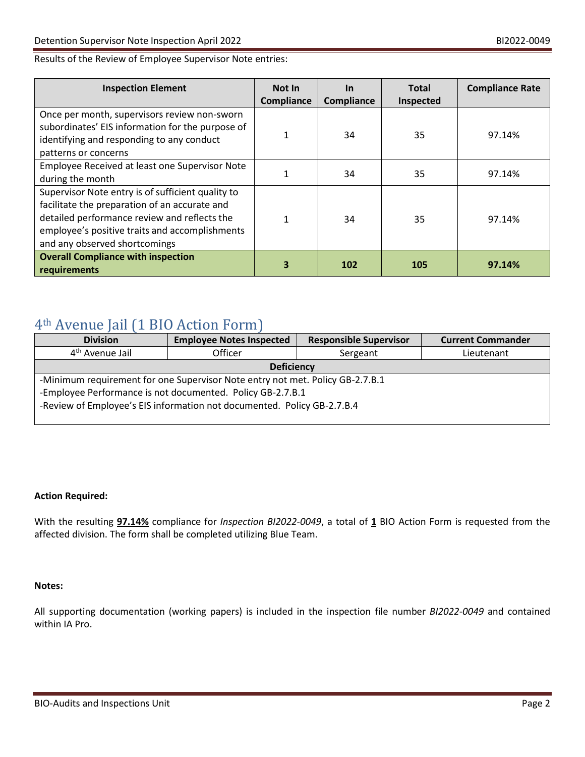Results of the Review of Employee Supervisor Note entries:

| Inspection Element | Not In Compliance | In Compliance | Total Inspected | Compliance Rate |
|---|---|---|---|---|
| Once per month, supervisors review non-sworn subordinates' EIS information for the purpose of identifying and responding to any conduct patterns or concerns | 1 | 34 | 35 | 97.14% |
| Employee Received at least one Supervisor Note during the month | 1 | 34 | 35 | 97.14% |
| Supervisor Note entry is of sufficient quality to facilitate the preparation of an accurate and detailed performance review and reflects the employee's positive traits and accomplishments and any observed shortcomings | 1 | 34 | 35 | 97.14% |
| **Overall Compliance with inspection requirements** | **3** | **102** | **105** | **97.14%** |

## 4th Avenue Jail (1 BIO Action Form)

| Division | Employee Notes Inspected | Responsible Supervisor | Current Commander |
|---|---|---|---|
| 4th Avenue Jail | Officer | Sergeant | Lieutenant |
| **Deficiency** | | | |
| -Minimum requirement for one Supervisor Note entry not met. Policy GB-2.7.B.1<br>-Employee Performance is not documented. Policy GB-2.7.B.1<br>-Review of Employee's EIS information not documented. Policy GB-2.7.B.4 | | | |

**Action Required:**

With the resulting **97.14%** compliance for *Inspection BI2022-0049*, a total of **1** BIO Action Form is requested from the affected division. The form shall be completed utilizing Blue Team.

**Notes:**

All supporting documentation (working papers) is included in the inspection file number *BI2022-0049* and contained within IA Pro.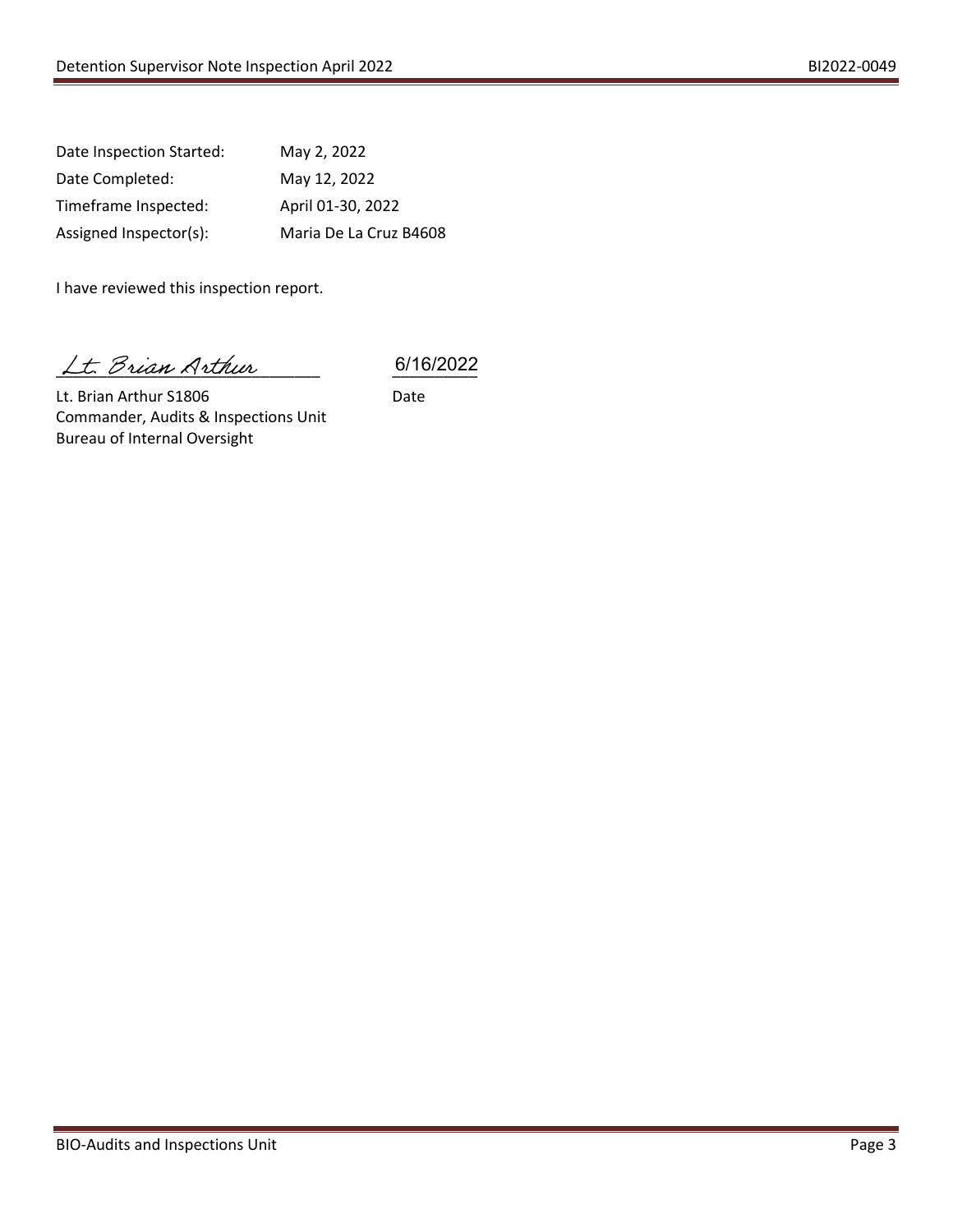| | |
|---|---|
| Date Inspection Started: | May 2, 2022 |
| Date Completed: | May 12, 2022 |
| Timeframe Inspected: | April 01-30, 2022 |
| Assigned Inspector(s): | Maria De La Cruz B4608 |

I have reviewed this inspection report.

Lt. Brian Arthur 6/16/2022

Lt. Brian Arthur S1806 Date
Commander, Audits & Inspections Unit
Bureau of Internal Oversight